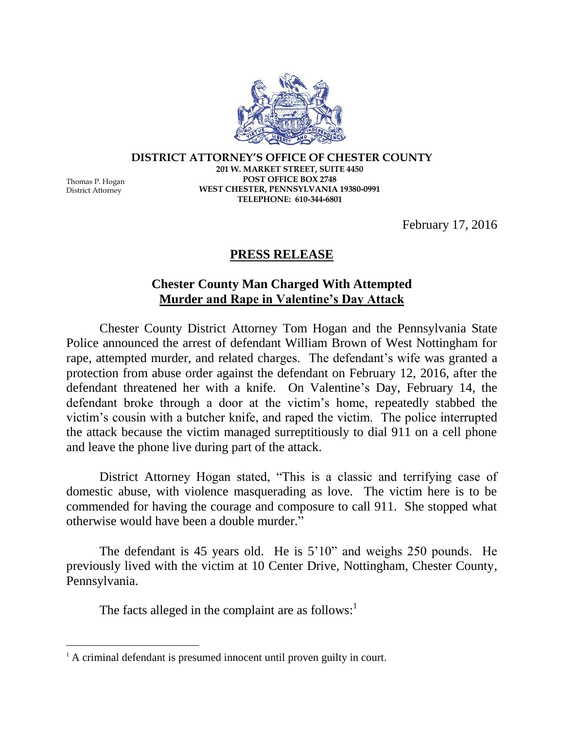**DISTRICT ATTORNEY'S OFFICE OF CHESTER COUNTY**
**201 W. MARKET STREET, SUITE 4450**
**POST OFFICE BOX 2748**
**WEST CHESTER, PENNSYLVANIA 19380-0991**
**TELEPHONE: 610-344-6801**

Thomas P. Hogan
District Attorney

February 17, 2016

# PRESS RELEASE

## Chester County Man Charged With Attempted Murder and Rape in Valentine's Day Attack

Chester County District Attorney Tom Hogan and the Pennsylvania State Police announced the arrest of defendant William Brown of West Nottingham for rape, attempted murder, and related charges. The defendant's wife was granted a protection from abuse order against the defendant on February 12, 2016, after the defendant threatened her with a knife. On Valentine's Day, February 14, the defendant broke through a door at the victim's home, repeatedly stabbed the victim's cousin with a butcher knife, and raped the victim. The police interrupted the attack because the victim managed surreptitiously to dial 911 on a cell phone and leave the phone live during part of the attack.

District Attorney Hogan stated, "This is a classic and terrifying case of domestic abuse, with violence masquerading as love. The victim here is to be commended for having the courage and composure to call 911. She stopped what otherwise would have been a double murder."

The defendant is 45 years old. He is 5'10" and weighs 250 pounds. He previously lived with the victim at 10 Center Drive, Nottingham, Chester County, Pennsylvania.

The facts alleged in the complaint are as follows:[1]

[1] A criminal defendant is presumed innocent until proven guilty in court.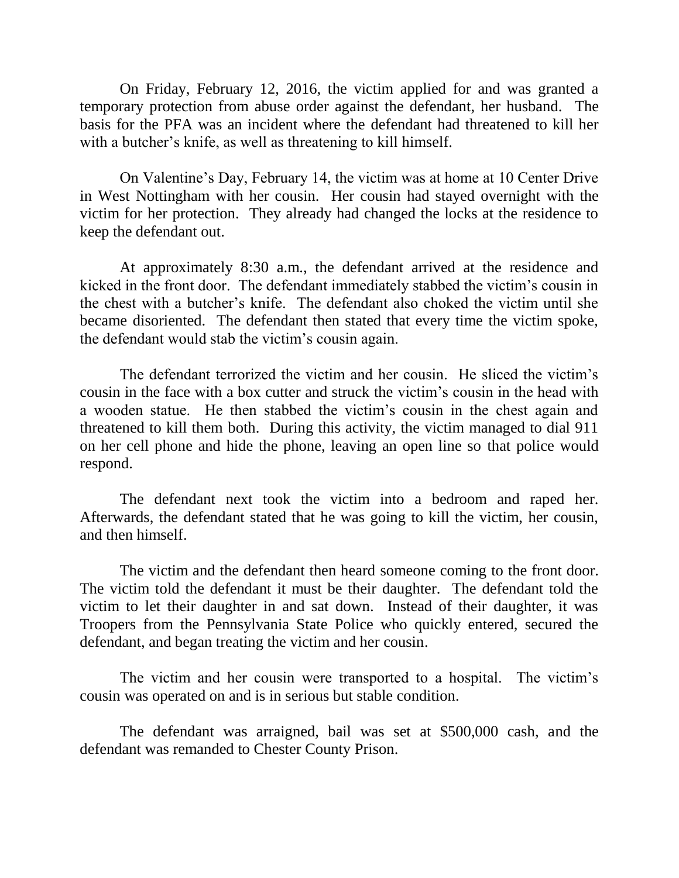On Friday, February 12, 2016, the victim applied for and was granted a temporary protection from abuse order against the defendant, her husband. The basis for the PFA was an incident where the defendant had threatened to kill her with a butcher's knife, as well as threatening to kill himself.

On Valentine's Day, February 14, the victim was at home at 10 Center Drive in West Nottingham with her cousin. Her cousin had stayed overnight with the victim for her protection. They already had changed the locks at the residence to keep the defendant out.

At approximately 8:30 a.m., the defendant arrived at the residence and kicked in the front door. The defendant immediately stabbed the victim's cousin in the chest with a butcher's knife. The defendant also choked the victim until she became disoriented. The defendant then stated that every time the victim spoke, the defendant would stab the victim's cousin again.

The defendant terrorized the victim and her cousin. He sliced the victim's cousin in the face with a box cutter and struck the victim's cousin in the head with a wooden statue. He then stabbed the victim's cousin in the chest again and threatened to kill them both. During this activity, the victim managed to dial 911 on her cell phone and hide the phone, leaving an open line so that police would respond.

The defendant next took the victim into a bedroom and raped her. Afterwards, the defendant stated that he was going to kill the victim, her cousin, and then himself.

The victim and the defendant then heard someone coming to the front door. The victim told the defendant it must be their daughter. The defendant told the victim to let their daughter in and sat down. Instead of their daughter, it was Troopers from the Pennsylvania State Police who quickly entered, secured the defendant, and began treating the victim and her cousin.

The victim and her cousin were transported to a hospital. The victim's cousin was operated on and is in serious but stable condition.

The defendant was arraigned, bail was set at $500,000 cash, and the defendant was remanded to Chester County Prison.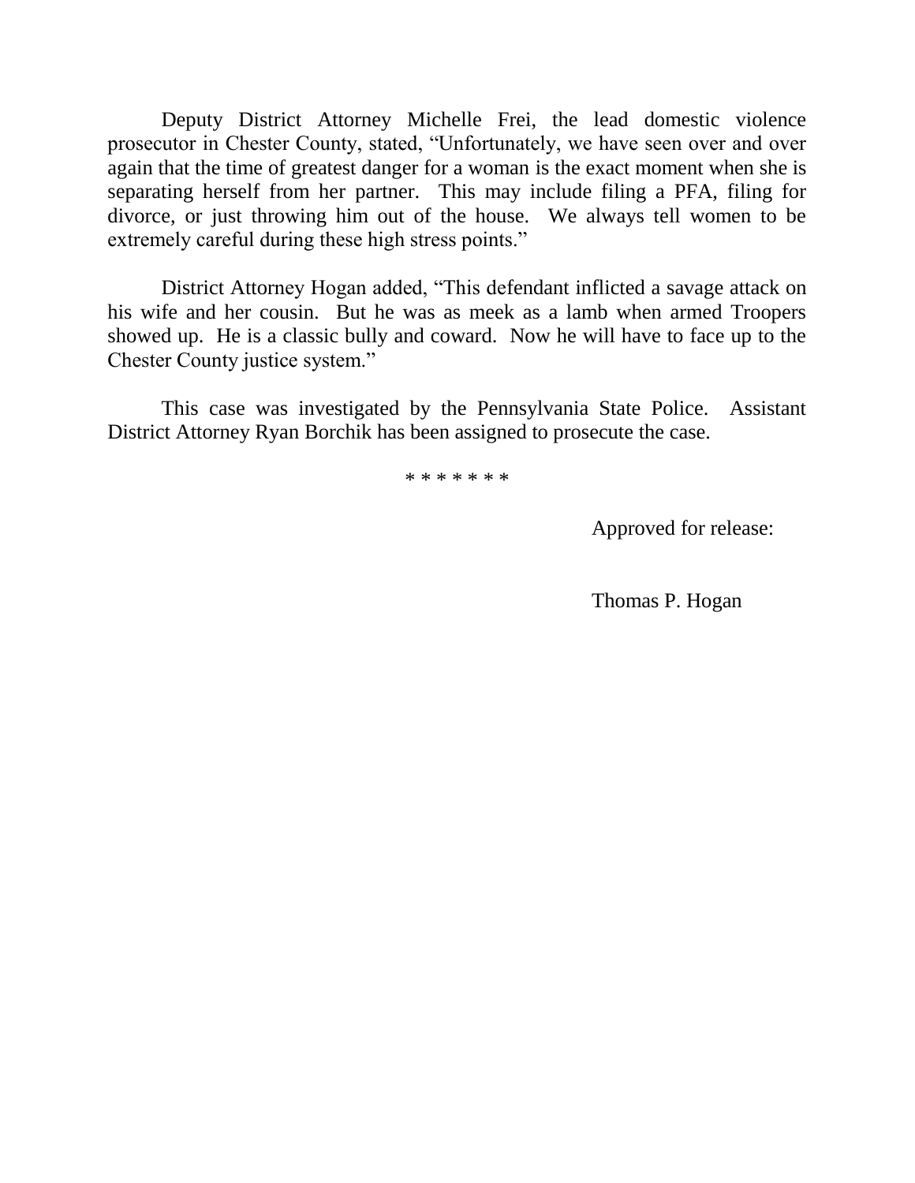Deputy District Attorney Michelle Frei, the lead domestic violence prosecutor in Chester County, stated, "Unfortunately, we have seen over and over again that the time of greatest danger for a woman is the exact moment when she is separating herself from her partner. This may include filing a PFA, filing for divorce, or just throwing him out of the house. We always tell women to be extremely careful during these high stress points."

District Attorney Hogan added, "This defendant inflicted a savage attack on his wife and her cousin. But he was as meek as a lamb when armed Troopers showed up. He is a classic bully and coward. Now he will have to face up to the Chester County justice system."

This case was investigated by the Pennsylvania State Police. Assistant District Attorney Ryan Borchik has been assigned to prosecute the case.

* * * * * * *

Approved for release:

Thomas P. Hogan